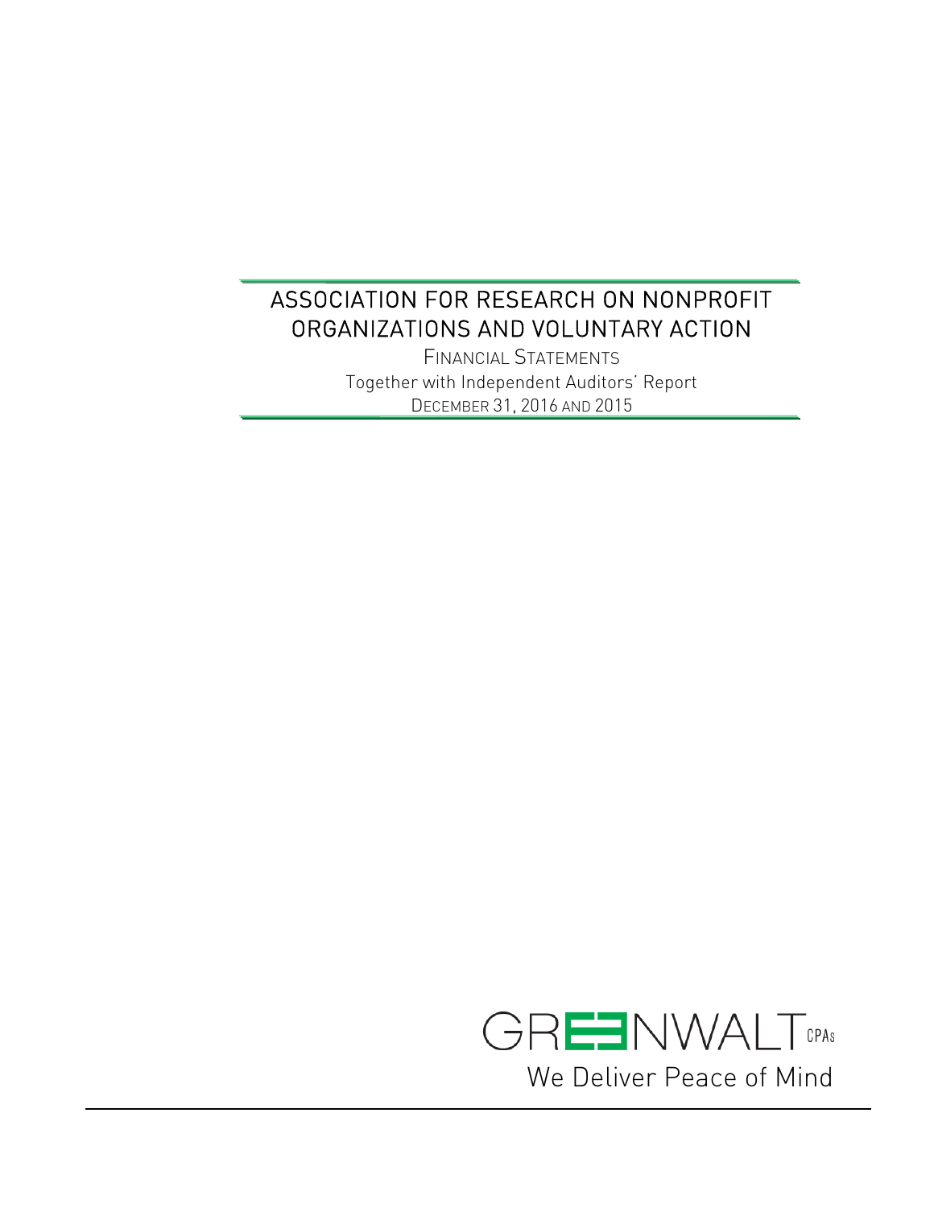# ASSOCIATION FOR RESEARCH ON NONPROFIT ORGANIZATIONS AND VOLUNTARY ACTION

FINANCIAL STATEMENTS

Together with Independent Auditors' Report

DECEMBER 31, 2016 AND 2015

GREENWALT CPAs

We Deliver Peace of Mind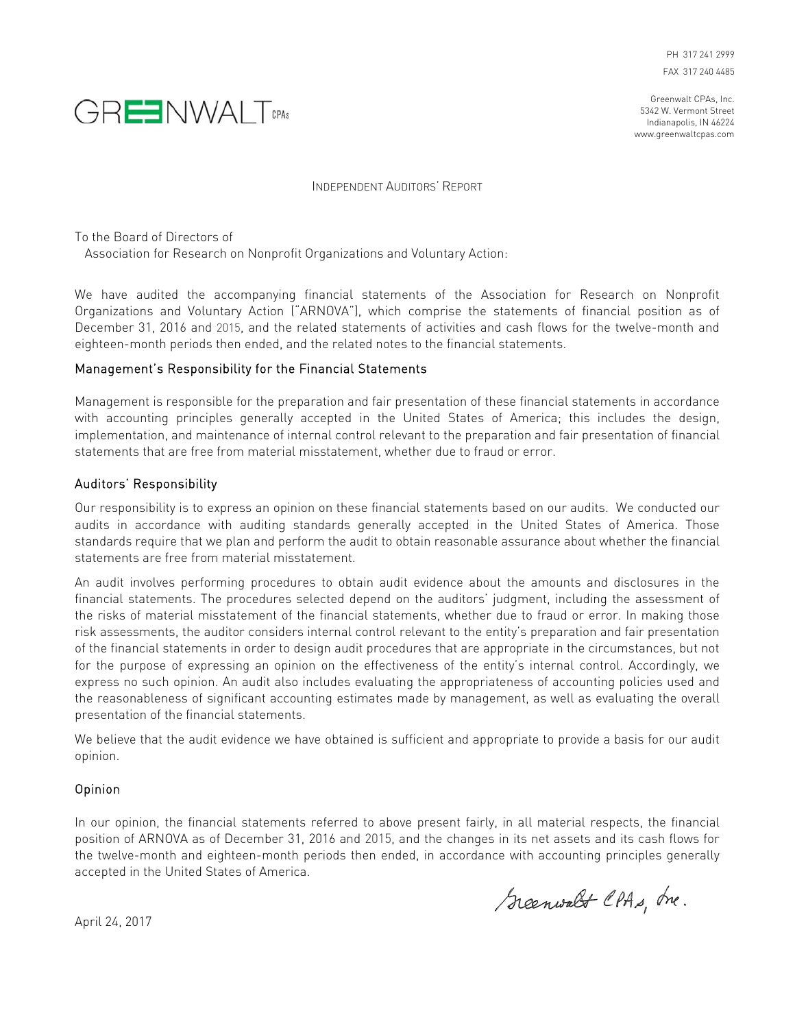GREENWALT CPAs

PH 317 241 2999
FAX 317 240 4485

Greenwalt CPAs, Inc.
5342 W. Vermont Street
Indianapolis, IN 46224
www.greenwaltcpas.com

# INDEPENDENT AUDITORS' REPORT

To the Board of Directors of
Association for Research on Nonprofit Organizations and Voluntary Action:

We have audited the accompanying financial statements of the Association for Research on Nonprofit Organizations and Voluntary Action ("ARNOVA"), which comprise the statements of financial position as of December 31, 2016 and 2015, and the related statements of activities and cash flows for the twelve-month and eighteen-month periods then ended, and the related notes to the financial statements.

## Management's Responsibility for the Financial Statements

Management is responsible for the preparation and fair presentation of these financial statements in accordance with accounting principles generally accepted in the United States of America; this includes the design, implementation, and maintenance of internal control relevant to the preparation and fair presentation of financial statements that are free from material misstatement, whether due to fraud or error.

## Auditors' Responsibility

Our responsibility is to express an opinion on these financial statements based on our audits. We conducted our audits in accordance with auditing standards generally accepted in the United States of America. Those standards require that we plan and perform the audit to obtain reasonable assurance about whether the financial statements are free from material misstatement.

An audit involves performing procedures to obtain audit evidence about the amounts and disclosures in the financial statements. The procedures selected depend on the auditors' judgment, including the assessment of the risks of material misstatement of the financial statements, whether due to fraud or error. In making those risk assessments, the auditor considers internal control relevant to the entity's preparation and fair presentation of the financial statements in order to design audit procedures that are appropriate in the circumstances, but not for the purpose of expressing an opinion on the effectiveness of the entity's internal control. Accordingly, we express no such opinion. An audit also includes evaluating the appropriateness of accounting policies used and the reasonableness of significant accounting estimates made by management, as well as evaluating the overall presentation of the financial statements.

We believe that the audit evidence we have obtained is sufficient and appropriate to provide a basis for our audit opinion.

## Opinion

In our opinion, the financial statements referred to above present fairly, in all material respects, the financial position of ARNOVA as of December 31, 2016 and 2015, and the changes in its net assets and its cash flows for the twelve-month and eighteen-month periods then ended, in accordance with accounting principles generally accepted in the United States of America.

Greenwalt CPAs, Inc.

April 24, 2017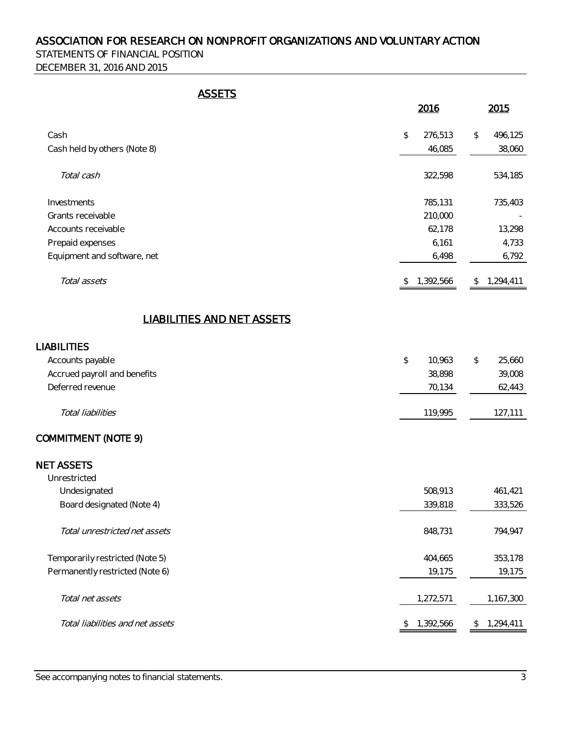# ASSOCIATION FOR RESEARCH ON NONPROFIT ORGANIZATIONS AND VOLUNTARY ACTION

STATEMENTS OF FINANCIAL POSITION

DECEMBER 31, 2016 AND 2015

## ASSETS

| | 2016 | 2015 |
|---|---|---|
| Cash | $ 276,513 | $ 496,125 |
| Cash held by others (Note 8) | 46,085 | 38,060 |
| *Total cash* | 322,598 | 534,185 |
| Investments | 785,131 | 735,403 |
| Grants receivable | 210,000 | - |
| Accounts receivable | 62,178 | 13,298 |
| Prepaid expenses | 6,161 | 4,733 |
| Equipment and software, net | 6,498 | 6,792 |
| *Total assets* | $ 1,392,566 | $ 1,294,411 |

## LIABILITIES AND NET ASSETS

| | 2016 | 2015 |
|---|---|---|
| **LIABILITIES** | | |
| Accounts payable | $ 10,963 | $ 25,660 |
| Accrued payroll and benefits | 38,898 | 39,008 |
| Deferred revenue | 70,134 | 62,443 |
| *Total liabilities* | 119,995 | 127,111 |
| **COMMITMENT (NOTE 9)** | | |
| **NET ASSETS** | | |
| Unrestricted | | |
| Undesignated | 508,913 | 461,421 |
| Board designated (Note 4) | 339,818 | 333,526 |
| *Total unrestricted net assets* | 848,731 | 794,947 |
| Temporarily restricted (Note 5) | 404,665 | 353,178 |
| Permanently restricted (Note 6) | 19,175 | 19,175 |
| *Total net assets* | 1,272,571 | 1,167,300 |
| *Total liabilities and net assets* | $ 1,392,566 | $ 1,294,411 |

See accompanying notes to financial statements.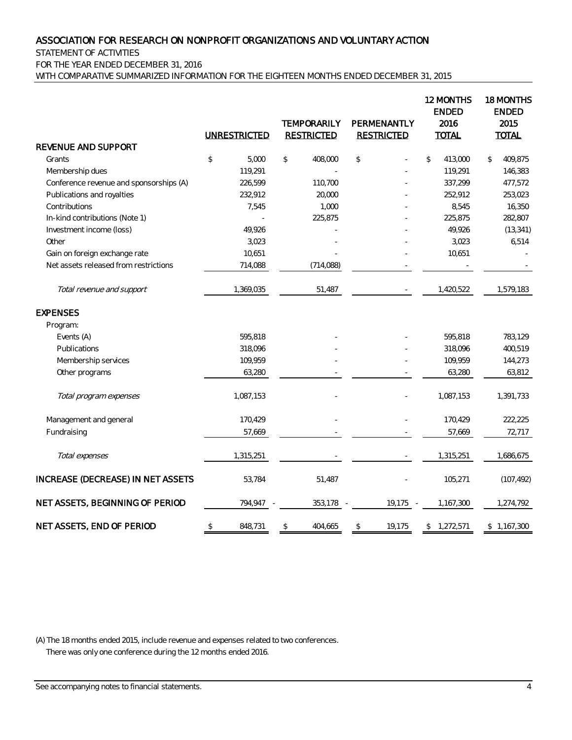# ASSOCIATION FOR RESEARCH ON NONPROFIT ORGANIZATIONS AND VOLUNTARY ACTION

STATEMENT OF ACTIVITIES

FOR THE YEAR ENDED DECEMBER 31, 2016

WITH COMPARATIVE SUMMARIZED INFORMATION FOR THE EIGHTEEN MONTHS ENDED DECEMBER 31, 2015

| | UNRESTRICTED | TEMPORARILY RESTRICTED | PERMANENTLY RESTRICTED | 12 MONTHS ENDED 2016 TOTAL | 18 MONTHS ENDED 2015 TOTAL |
|---|---|---|---|---|---|
| **REVENUE AND SUPPORT** | | | | | |
| Grants | $ 5,000 | $ 408,000 | $ - | $ 413,000 | $ 409,875 |
| Membership dues | 119,291 | - | - | 119,291 | 146,383 |
| Conference revenue and sponsorships (A) | 226,599 | 110,700 | - | 337,299 | 477,572 |
| Publications and royalties | 232,912 | 20,000 | - | 252,912 | 253,023 |
| Contributions | 7,545 | 1,000 | - | 8,545 | 16,350 |
| In-kind contributions (Note 1) | - | 225,875 | - | 225,875 | 282,807 |
| Investment income (loss) | 49,926 | - | - | 49,926 | (13,341) |
| Other | 3,023 | - | - | 3,023 | 6,514 |
| Gain on foreign exchange rate | 10,651 | - | - | 10,651 | - |
| Net assets released from restrictions | 714,088 | (714,088) | - | - | - |
| *Total revenue and support* | 1,369,035 | 51,487 | - | 1,420,522 | 1,579,183 |
| **EXPENSES** | | | | | |
| Program: | | | | | |
| Events (A) | 595,818 | - | - | 595,818 | 783,129 |
| Publications | 318,096 | - | - | 318,096 | 400,519 |
| Membership services | 109,959 | - | - | 109,959 | 144,273 |
| Other programs | 63,280 | - | - | 63,280 | 63,812 |
| *Total program expenses* | 1,087,153 | - | - | 1,087,153 | 1,391,733 |
| Management and general | 170,429 | - | - | 170,429 | 222,225 |
| Fundraising | 57,669 | - | - | 57,669 | 72,717 |
| *Total expenses* | 1,315,251 | - | - | 1,315,251 | 1,686,675 |
| **INCREASE (DECREASE) IN NET ASSETS** | 53,784 | 51,487 | - | 105,271 | (107,492) |
| **NET ASSETS, BEGINNING OF PERIOD** | 794,947 | 353,178 | 19,175 | 1,167,300 | 1,274,792 |
| **NET ASSETS, END OF PERIOD** | $ 848,731 | $ 404,665 | $ 19,175 | $ 1,272,571 | $ 1,167,300 |

(A) The 18 months ended 2015, include revenue and expenses related to two conferences.
There was only one conference during the 12 months ended 2016.

See accompanying notes to financial statements.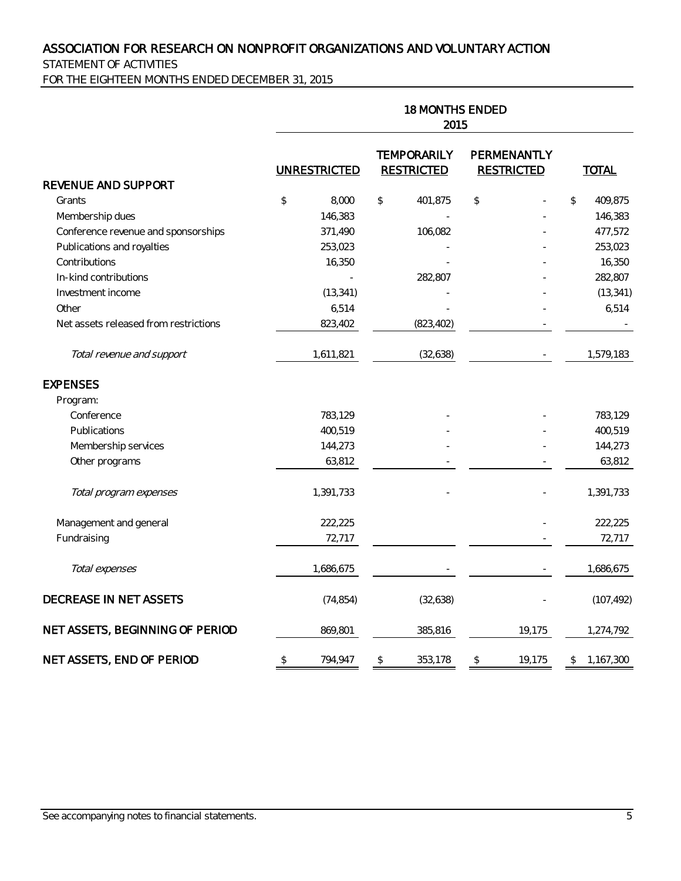# ASSOCIATION FOR RESEARCH ON NONPROFIT ORGANIZATIONS AND VOLUNTARY ACTION

STATEMENT OF ACTIVITIES

FOR THE EIGHTEEN MONTHS ENDED DECEMBER 31, 2015

| | 18 MONTHS ENDED 2015 | | | |
|---|---|---|---|---|
| | UNRESTRICTED | TEMPORARILY RESTRICTED | PERMENANTLY RESTRICTED | TOTAL |
| **REVENUE AND SUPPORT** | | | | |
| Grants | $ 8,000 | $ 401,875 | $ - | $ 409,875 |
| Membership dues | 146,383 | - | - | 146,383 |
| Conference revenue and sponsorships | 371,490 | 106,082 | - | 477,572 |
| Publications and royalties | 253,023 | - | - | 253,023 |
| Contributions | 16,350 | - | - | 16,350 |
| In-kind contributions | - | 282,807 | - | 282,807 |
| Investment income | (13,341) | - | - | (13,341) |
| Other | 6,514 | - | - | 6,514 |
| Net assets released from restrictions | 823,402 | (823,402) | - | - |
| *Total revenue and support* | 1,611,821 | (32,638) | - | 1,579,183 |
| **EXPENSES** | | | | |
| Program: | | | | |
| Conference | 783,129 | - | - | 783,129 |
| Publications | 400,519 | - | - | 400,519 |
| Membership services | 144,273 | - | - | 144,273 |
| Other programs | 63,812 | - | - | 63,812 |
| *Total program expenses* | 1,391,733 | - | - | 1,391,733 |
| Management and general | 222,225 | | - | 222,225 |
| Fundraising | 72,717 | | - | 72,717 |
| *Total expenses* | 1,686,675 | - | - | 1,686,675 |
| **DECREASE IN NET ASSETS** | (74,854) | (32,638) | - | (107,492) |
| **NET ASSETS, BEGINNING OF PERIOD** | 869,801 | 385,816 | 19,175 | 1,274,792 |
| **NET ASSETS, END OF PERIOD** | $ 794,947 | $ 353,178 | $ 19,175 | $ 1,167,300 |

See accompanying notes to financial statements.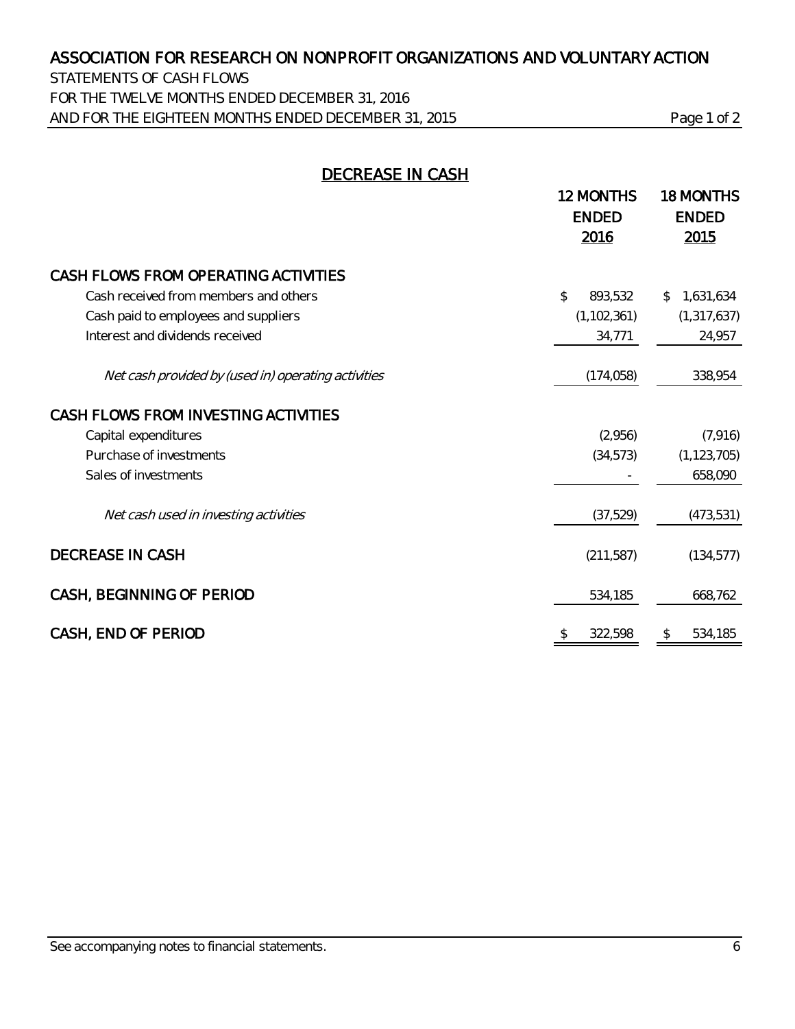# ASSOCIATION FOR RESEARCH ON NONPROFIT ORGANIZATIONS AND VOLUNTARY ACTION

STATEMENTS OF CASH FLOWS
FOR THE TWELVE MONTHS ENDED DECEMBER 31, 2016
AND FOR THE EIGHTEEN MONTHS ENDED DECEMBER 31, 2015

## DECREASE IN CASH

| | 12 MONTHS ENDED 2016 | 18 MONTHS ENDED 2015 |
|---|---|---|
| **CASH FLOWS FROM OPERATING ACTIVITIES** | | |
| Cash received from members and others | $ 893,532 | $ 1,631,634 |
| Cash paid to employees and suppliers | (1,102,361) | (1,317,637) |
| Interest and dividends received | 34,771 | 24,957 |
| *Net cash provided by (used in) operating activities* | (174,058) | 338,954 |
| **CASH FLOWS FROM INVESTING ACTIVITIES** | | |
| Capital expenditures | (2,956) | (7,916) |
| Purchase of investments | (34,573) | (1,123,705) |
| Sales of investments | - | 658,090 |
| *Net cash used in investing activities* | (37,529) | (473,531) |
| **DECREASE IN CASH** | (211,587) | (134,577) |
| **CASH, BEGINNING OF PERIOD** | 534,185 | 668,762 |
| **CASH, END OF PERIOD** | $ 322,598 | $ 534,185 |

See accompanying notes to financial statements.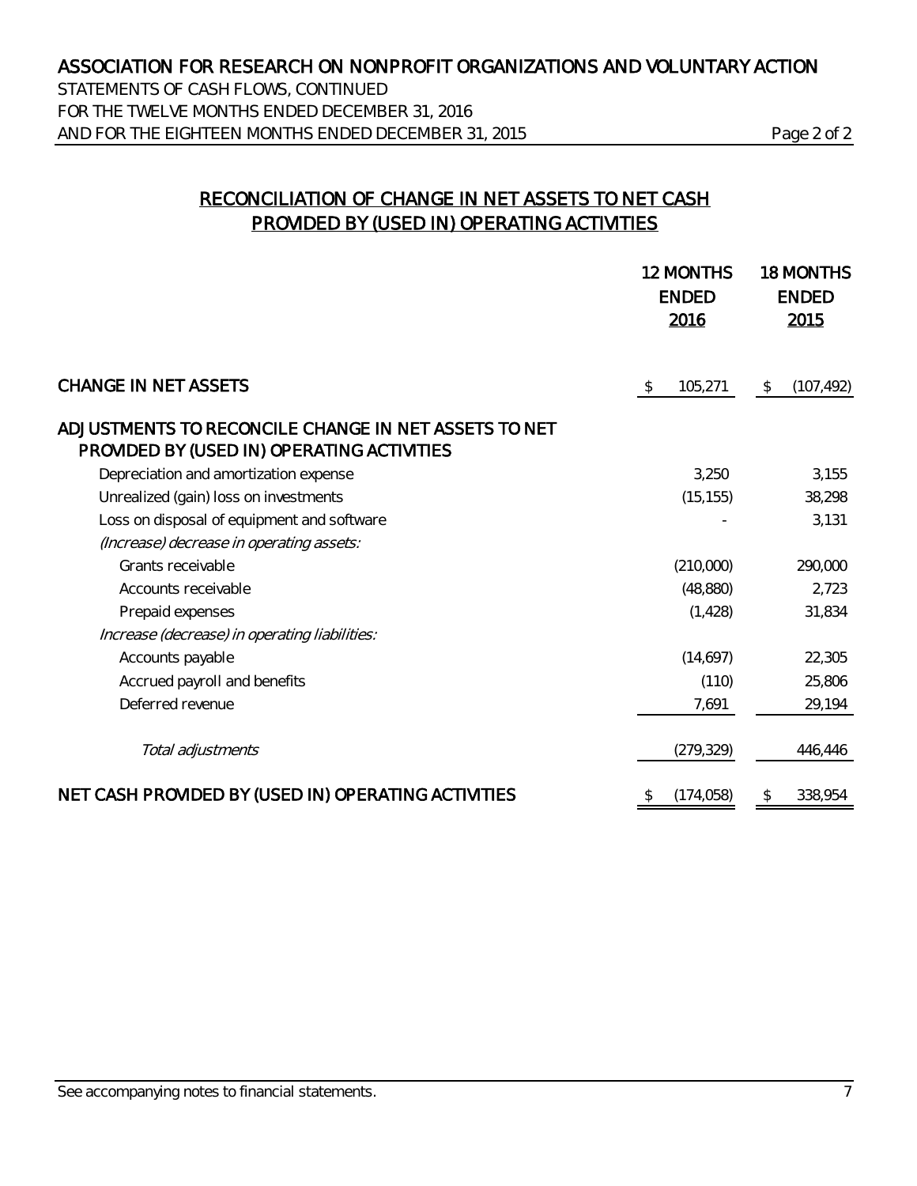# ASSOCIATION FOR RESEARCH ON NONPROFIT ORGANIZATIONS AND VOLUNTARY ACTION

STATEMENTS OF CASH FLOWS, CONTINUED
FOR THE TWELVE MONTHS ENDED DECEMBER 31, 2016
AND FOR THE EIGHTEEN MONTHS ENDED DECEMBER 31, 2015

## RECONCILIATION OF CHANGE IN NET ASSETS TO NET CASH PROVIDED BY (USED IN) OPERATING ACTIVITIES

| | 12 MONTHS ENDED 2016 | 18 MONTHS ENDED 2015 |
|---|---|---|
| **CHANGE IN NET ASSETS** | $ 105,271 | $ (107,492) |
| **ADJUSTMENTS TO RECONCILE CHANGE IN NET ASSETS TO NET PROVIDED BY (USED IN) OPERATING ACTIVITIES** | | |
| Depreciation and amortization expense | 3,250 | 3,155 |
| Unrealized (gain) loss on investments | (15,155) | 38,298 |
| Loss on disposal of equipment and software | - | 3,131 |
| *(Increase) decrease in operating assets:* | | |
| Grants receivable | (210,000) | 290,000 |
| Accounts receivable | (48,880) | 2,723 |
| Prepaid expenses | (1,428) | 31,834 |
| *Increase (decrease) in operating liabilities:* | | |
| Accounts payable | (14,697) | 22,305 |
| Accrued payroll and benefits | (110) | 25,806 |
| Deferred revenue | 7,691 | 29,194 |
| *Total adjustments* | (279,329) | 446,446 |
| **NET CASH PROVIDED BY (USED IN) OPERATING ACTIVITIES** | $ (174,058) | $ 338,954 |

See accompanying notes to financial statements.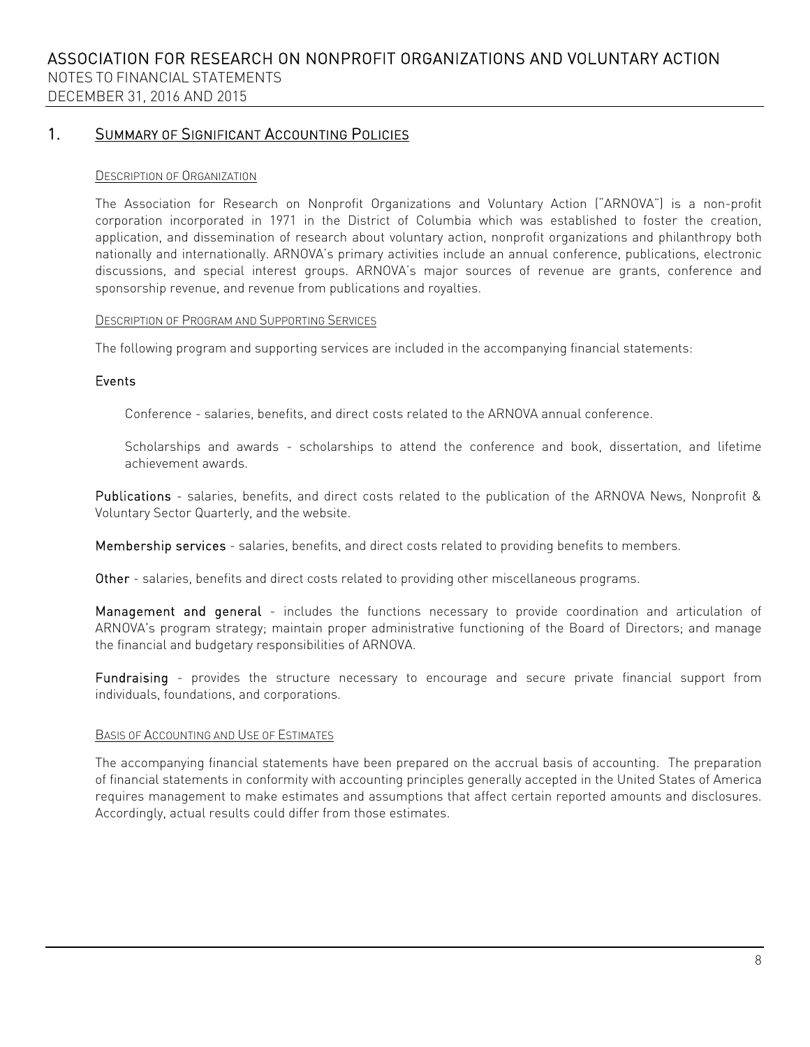# ASSOCIATION FOR RESEARCH ON NONPROFIT ORGANIZATIONS AND VOLUNTARY ACTION

NOTES TO FINANCIAL STATEMENTS

DECEMBER 31, 2016 AND 2015

## 1. SUMMARY OF SIGNIFICANT ACCOUNTING POLICIES

### DESCRIPTION OF ORGANIZATION

The Association for Research on Nonprofit Organizations and Voluntary Action ("ARNOVA") is a non-profit corporation incorporated in 1971 in the District of Columbia which was established to foster the creation, application, and dissemination of research about voluntary action, nonprofit organizations and philanthropy both nationally and internationally. ARNOVA's primary activities include an annual conference, publications, electronic discussions, and special interest groups. ARNOVA's major sources of revenue are grants, conference and sponsorship revenue, and revenue from publications and royalties.

### DESCRIPTION OF PROGRAM AND SUPPORTING SERVICES

The following program and supporting services are included in the accompanying financial statements:

**Events**

Conference - salaries, benefits, and direct costs related to the ARNOVA annual conference.

Scholarships and awards - scholarships to attend the conference and book, dissertation, and lifetime achievement awards.

**Publications** - salaries, benefits, and direct costs related to the publication of the ARNOVA News, Nonprofit & Voluntary Sector Quarterly, and the website.

**Membership services** - salaries, benefits, and direct costs related to providing benefits to members.

**Other** - salaries, benefits and direct costs related to providing other miscellaneous programs.

**Management and general** - includes the functions necessary to provide coordination and articulation of ARNOVA's program strategy; maintain proper administrative functioning of the Board of Directors; and manage the financial and budgetary responsibilities of ARNOVA.

**Fundraising** - provides the structure necessary to encourage and secure private financial support from individuals, foundations, and corporations.

### BASIS OF ACCOUNTING AND USE OF ESTIMATES

The accompanying financial statements have been prepared on the accrual basis of accounting. The preparation of financial statements in conformity with accounting principles generally accepted in the United States of America requires management to make estimates and assumptions that affect certain reported amounts and disclosures. Accordingly, actual results could differ from those estimates.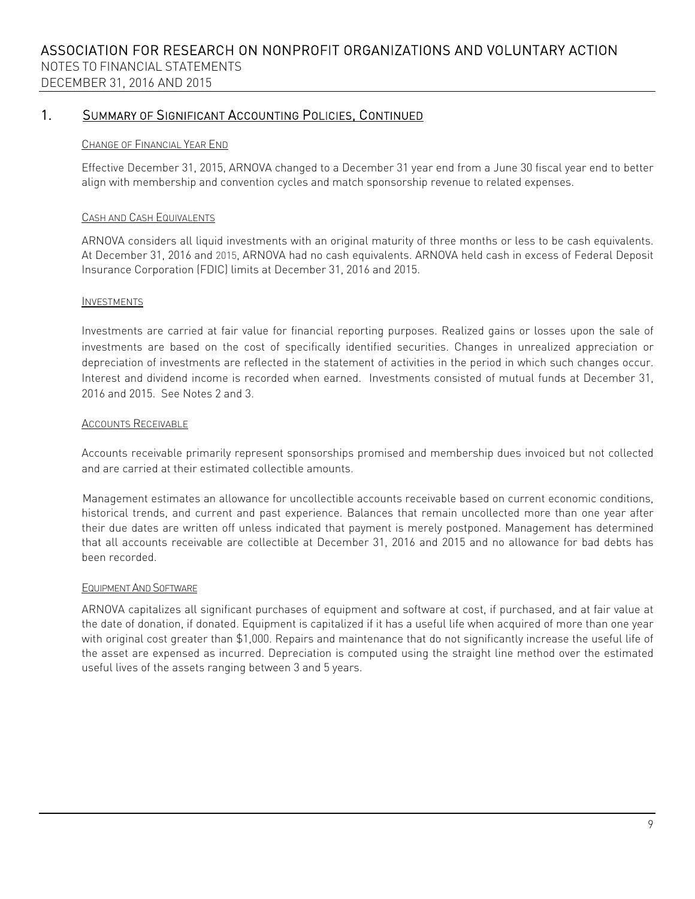## 1. Summary of Significant Accounting Policies, Continued

### Change of Financial Year End

Effective December 31, 2015, ARNOVA changed to a December 31 year end from a June 30 fiscal year end to better align with membership and convention cycles and match sponsorship revenue to related expenses.

### Cash and Cash Equivalents

ARNOVA considers all liquid investments with an original maturity of three months or less to be cash equivalents. At December 31, 2016 and 2015, ARNOVA had no cash equivalents. ARNOVA held cash in excess of Federal Deposit Insurance Corporation (FDIC) limits at December 31, 2016 and 2015.

### Investments

Investments are carried at fair value for financial reporting purposes. Realized gains or losses upon the sale of investments are based on the cost of specifically identified securities. Changes in unrealized appreciation or depreciation of investments are reflected in the statement of activities in the period in which such changes occur. Interest and dividend income is recorded when earned. Investments consisted of mutual funds at December 31, 2016 and 2015. See Notes 2 and 3.

### Accounts Receivable

Accounts receivable primarily represent sponsorships promised and membership dues invoiced but not collected and are carried at their estimated collectible amounts.

Management estimates an allowance for uncollectible accounts receivable based on current economic conditions, historical trends, and current and past experience. Balances that remain uncollected more than one year after their due dates are written off unless indicated that payment is merely postponed. Management has determined that all accounts receivable are collectible at December 31, 2016 and 2015 and no allowance for bad debts has been recorded.

### Equipment And Software

ARNOVA capitalizes all significant purchases of equipment and software at cost, if purchased, and at fair value at the date of donation, if donated. Equipment is capitalized if it has a useful life when acquired of more than one year with original cost greater than $1,000. Repairs and maintenance that do not significantly increase the useful life of the asset are expensed as incurred. Depreciation is computed using the straight line method over the estimated useful lives of the assets ranging between 3 and 5 years.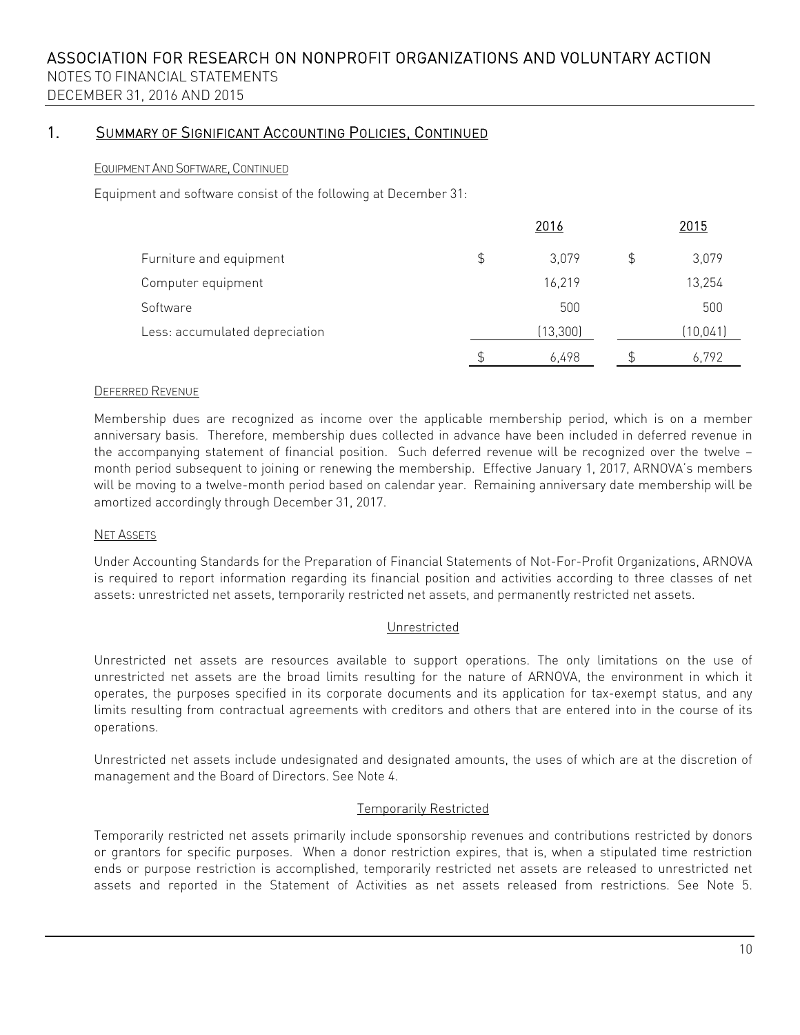## 1. Summary of Significant Accounting Policies, Continued

### Equipment And Software, Continued

Equipment and software consist of the following at December 31:

| | 2016 | 2015 |
|---|---|---|
| Furniture and equipment | $ 3,079 | $ 3,079 |
| Computer equipment | 16,219 | 13,254 |
| Software | 500 | 500 |
| Less: accumulated depreciation | (13,300) | (10,041) |
| | $ 6,498 | $ 6,792 |

### Deferred Revenue

Membership dues are recognized as income over the applicable membership period, which is on a member anniversary basis. Therefore, membership dues collected in advance have been included in deferred revenue in the accompanying statement of financial position. Such deferred revenue will be recognized over the twelve – month period subsequent to joining or renewing the membership. Effective January 1, 2017, ARNOVA's members will be moving to a twelve-month period based on calendar year. Remaining anniversary date membership will be amortized accordingly through December 31, 2017.

### Net Assets

Under Accounting Standards for the Preparation of Financial Statements of Not-For-Profit Organizations, ARNOVA is required to report information regarding its financial position and activities according to three classes of net assets: unrestricted net assets, temporarily restricted net assets, and permanently restricted net assets.

#### Unrestricted

Unrestricted net assets are resources available to support operations. The only limitations on the use of unrestricted net assets are the broad limits resulting for the nature of ARNOVA, the environment in which it operates, the purposes specified in its corporate documents and its application for tax-exempt status, and any limits resulting from contractual agreements with creditors and others that are entered into in the course of its operations.

Unrestricted net assets include undesignated and designated amounts, the uses of which are at the discretion of management and the Board of Directors. See Note 4.

#### Temporarily Restricted

Temporarily restricted net assets primarily include sponsorship revenues and contributions restricted by donors or grantors for specific purposes. When a donor restriction expires, that is, when a stipulated time restriction ends or purpose restriction is accomplished, temporarily restricted net assets are released to unrestricted net assets and reported in the Statement of Activities as net assets released from restrictions. See Note 5.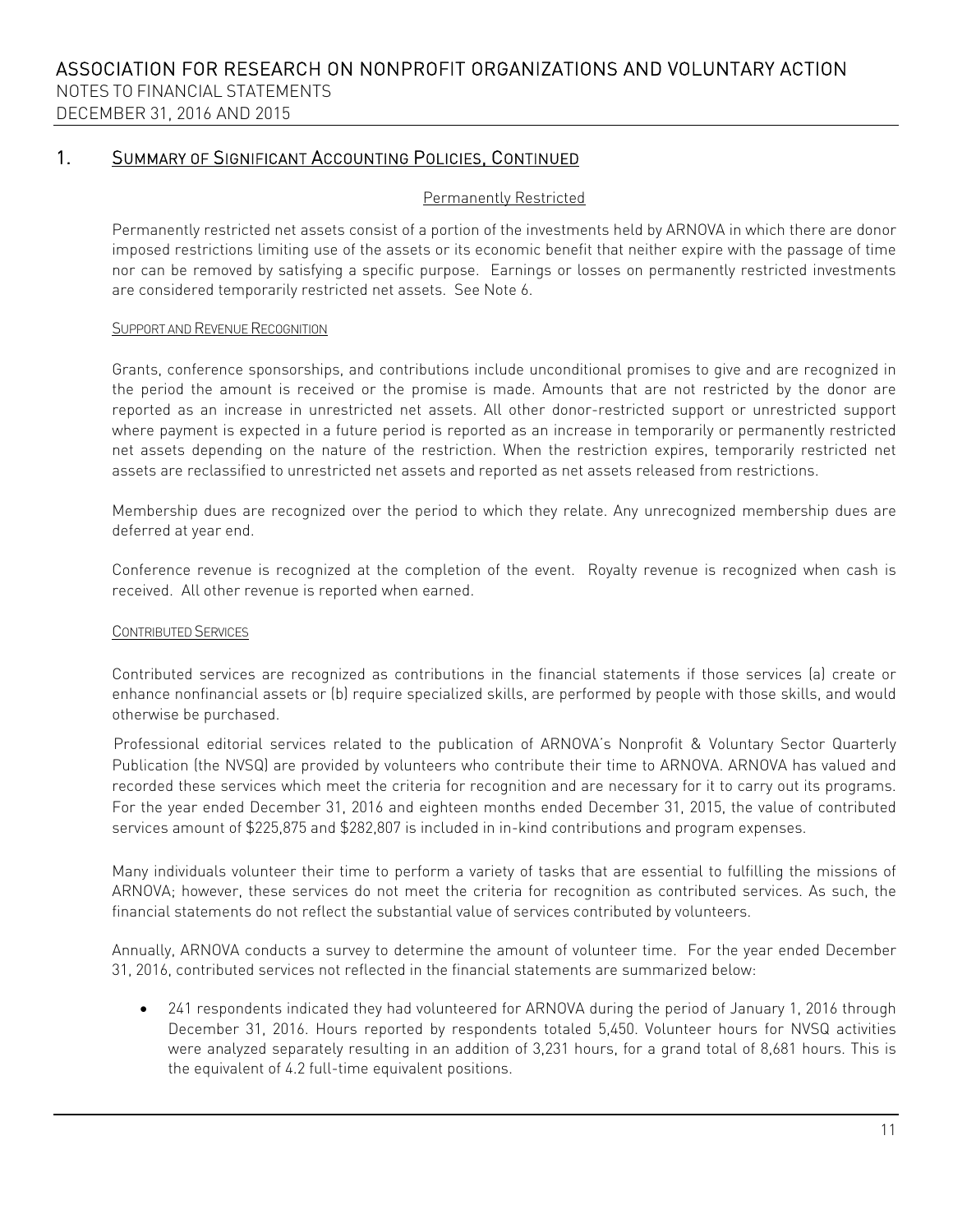## 1. Summary of Significant Accounting Policies, Continued

### Permanently Restricted

Permanently restricted net assets consist of a portion of the investments held by ARNOVA in which there are donor imposed restrictions limiting use of the assets or its economic benefit that neither expire with the passage of time nor can be removed by satisfying a specific purpose. Earnings or losses on permanently restricted investments are considered temporarily restricted net assets. See Note 6.

### Support and Revenue Recognition

Grants, conference sponsorships, and contributions include unconditional promises to give and are recognized in the period the amount is received or the promise is made. Amounts that are not restricted by the donor are reported as an increase in unrestricted net assets. All other donor-restricted support or unrestricted support where payment is expected in a future period is reported as an increase in temporarily or permanently restricted net assets depending on the nature of the restriction. When the restriction expires, temporarily restricted net assets are reclassified to unrestricted net assets and reported as net assets released from restrictions.

Membership dues are recognized over the period to which they relate. Any unrecognized membership dues are deferred at year end.

Conference revenue is recognized at the completion of the event. Royalty revenue is recognized when cash is received. All other revenue is reported when earned.

### Contributed Services

Contributed services are recognized as contributions in the financial statements if those services (a) create or enhance nonfinancial assets or (b) require specialized skills, are performed by people with those skills, and would otherwise be purchased.

Professional editorial services related to the publication of ARNOVA's Nonprofit & Voluntary Sector Quarterly Publication (the NVSQ) are provided by volunteers who contribute their time to ARNOVA. ARNOVA has valued and recorded these services which meet the criteria for recognition and are necessary for it to carry out its programs. For the year ended December 31, 2016 and eighteen months ended December 31, 2015, the value of contributed services amount of $225,875 and $282,807 is included in in-kind contributions and program expenses.

Many individuals volunteer their time to perform a variety of tasks that are essential to fulfilling the missions of ARNOVA; however, these services do not meet the criteria for recognition as contributed services. As such, the financial statements do not reflect the substantial value of services contributed by volunteers.

Annually, ARNOVA conducts a survey to determine the amount of volunteer time. For the year ended December 31, 2016, contributed services not reflected in the financial statements are summarized below:

- 241 respondents indicated they had volunteered for ARNOVA during the period of January 1, 2016 through December 31, 2016. Hours reported by respondents totaled 5,450. Volunteer hours for NVSQ activities were analyzed separately resulting in an addition of 3,231 hours, for a grand total of 8,681 hours. This is the equivalent of 4.2 full-time equivalent positions.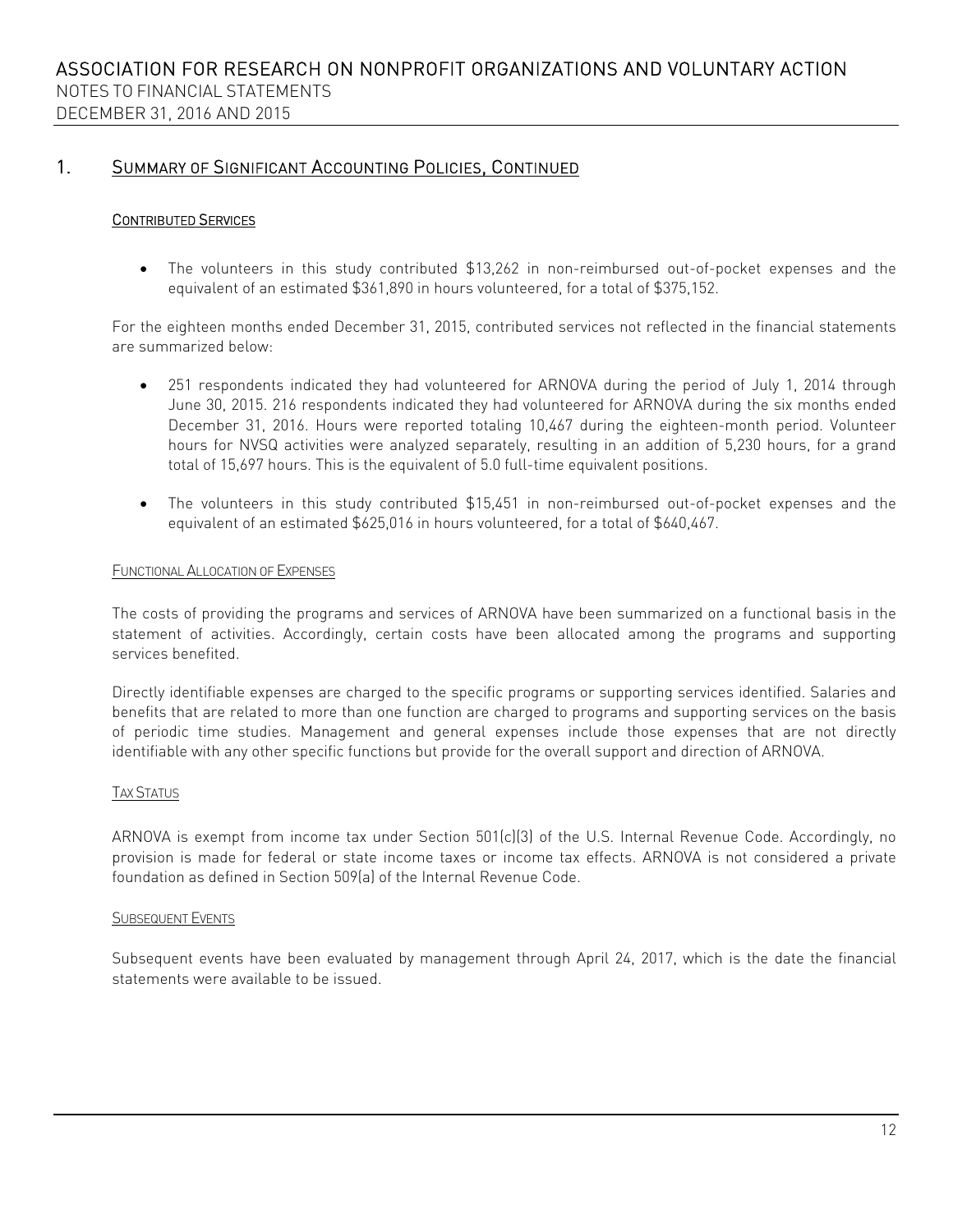## 1. Summary of Significant Accounting Policies, Continued

### Contributed Services

- The volunteers in this study contributed $13,262 in non-reimbursed out-of-pocket expenses and the equivalent of an estimated $361,890 in hours volunteered, for a total of $375,152.

For the eighteen months ended December 31, 2015, contributed services not reflected in the financial statements are summarized below:

- 251 respondents indicated they had volunteered for ARNOVA during the period of July 1, 2014 through June 30, 2015. 216 respondents indicated they had volunteered for ARNOVA during the six months ended December 31, 2016. Hours were reported totaling 10,467 during the eighteen-month period. Volunteer hours for NVSQ activities were analyzed separately, resulting in an addition of 5,230 hours, for a grand total of 15,697 hours. This is the equivalent of 5.0 full-time equivalent positions.

- The volunteers in this study contributed $15,451 in non-reimbursed out-of-pocket expenses and the equivalent of an estimated $625,016 in hours volunteered, for a total of $640,467.

### Functional Allocation of Expenses

The costs of providing the programs and services of ARNOVA have been summarized on a functional basis in the statement of activities. Accordingly, certain costs have been allocated among the programs and supporting services benefited.

Directly identifiable expenses are charged to the specific programs or supporting services identified. Salaries and benefits that are related to more than one function are charged to programs and supporting services on the basis of periodic time studies. Management and general expenses include those expenses that are not directly identifiable with any other specific functions but provide for the overall support and direction of ARNOVA.

### Tax Status

ARNOVA is exempt from income tax under Section 501(c)(3) of the U.S. Internal Revenue Code. Accordingly, no provision is made for federal or state income taxes or income tax effects. ARNOVA is not considered a private foundation as defined in Section 509(a) of the Internal Revenue Code.

### Subsequent Events

Subsequent events have been evaluated by management through April 24, 2017, which is the date the financial statements were available to be issued.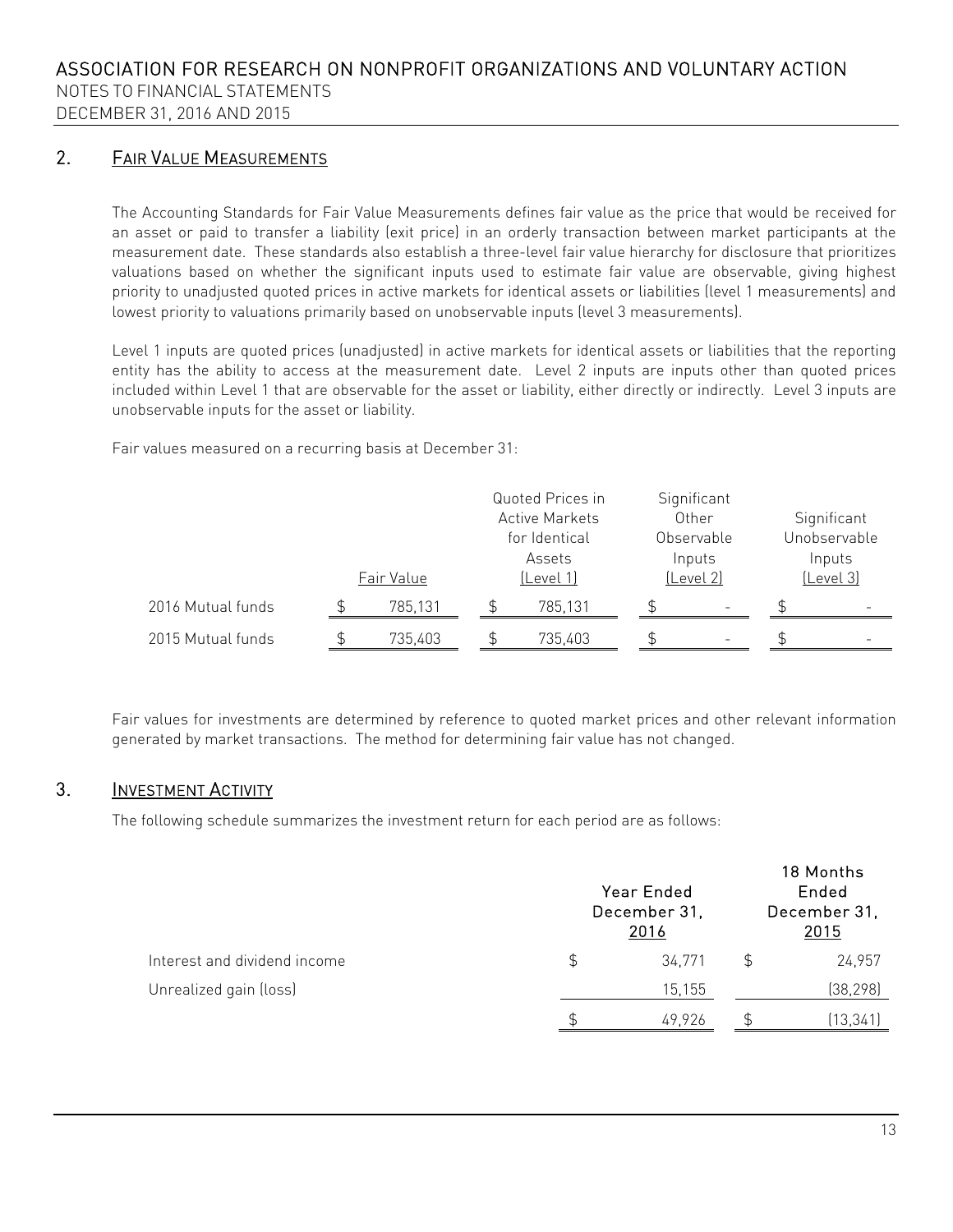## 2. Fair Value Measurements

The Accounting Standards for Fair Value Measurements defines fair value as the price that would be received for an asset or paid to transfer a liability (exit price) in an orderly transaction between market participants at the measurement date. These standards also establish a three-level fair value hierarchy for disclosure that prioritizes valuations based on whether the significant inputs used to estimate fair value are observable, giving highest priority to unadjusted quoted prices in active markets for identical assets or liabilities (level 1 measurements) and lowest priority to valuations primarily based on unobservable inputs (level 3 measurements).

Level 1 inputs are quoted prices (unadjusted) in active markets for identical assets or liabilities that the reporting entity has the ability to access at the measurement date. Level 2 inputs are inputs other than quoted prices included within Level 1 that are observable for the asset or liability, either directly or indirectly. Level 3 inputs are unobservable inputs for the asset or liability.

Fair values measured on a recurring basis at December 31:

| | Fair Value | Quoted Prices in Active Markets for Identical Assets (Level 1) | Significant Other Observable Inputs (Level 2) | Significant Unobservable Inputs (Level 3) |
|---|---|---|---|---|
| 2016 Mutual funds | $ 785,131 | $ 785,131 | $ - | $ - |
| 2015 Mutual funds | $ 735,403 | $ 735,403 | $ - | $ - |

Fair values for investments are determined by reference to quoted market prices and other relevant information generated by market transactions. The method for determining fair value has not changed.

## 3. Investment Activity

The following schedule summarizes the investment return for each period are as follows:

| | Year Ended December 31, 2016 | 18 Months Ended December 31, 2015 |
|---|---|---|
| Interest and dividend income | $ 34,771 | $ 24,957 |
| Unrealized gain (loss) | 15,155 | (38,298) |
| | $ 49,926 | $ (13,341) |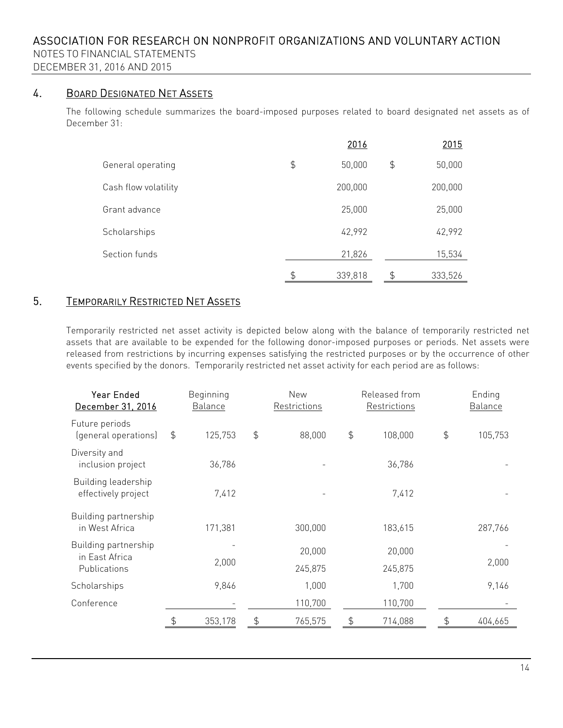## 4. BOARD DESIGNATED NET ASSETS

The following schedule summarizes the board-imposed purposes related to board designated net assets as of December 31:

| | 2016 | 2015 |
|---|---|---|
| General operating | $ 50,000 | $ 50,000 |
| Cash flow volatility | 200,000 | 200,000 |
| Grant advance | 25,000 | 25,000 |
| Scholarships | 42,992 | 42,992 |
| Section funds | 21,826 | 15,534 |
| | $ 339,818 | $ 333,526 |

## 5. TEMPORARILY RESTRICTED NET ASSETS

Temporarily restricted net asset activity is depicted below along with the balance of temporarily restricted net assets that are available to be expended for the following donor-imposed purposes or periods. Net assets were released from restrictions by incurring expenses satisfying the restricted purposes or by the occurrence of other events specified by the donors. Temporarily restricted net asset activity for each period are as follows:

| Year Ended December 31, 2016 | Beginning Balance | New Restrictions | Released from Restrictions | Ending Balance |
|---|---|---|---|---|
| Future periods (general operations) | $ 125,753 | $ 88,000 | $ 108,000 | $ 105,753 |
| Diversity and inclusion project | 36,786 | - | 36,786 | - |
| Building leadership effectively project | 7,412 | - | 7,412 | - |
| Building partnership in West Africa | 171,381 | 300,000 | 183,615 | 287,766 |
| Building partnership in East Africa | - | 20,000 | 20,000 | - |
| Publications | 2,000 | 245,875 | 245,875 | 2,000 |
| Scholarships | 9,846 | 1,000 | 1,700 | 9,146 |
| Conference | - | 110,700 | 110,700 | - |
| | $ 353,178 | $ 765,575 | $ 714,088 | $ 404,665 |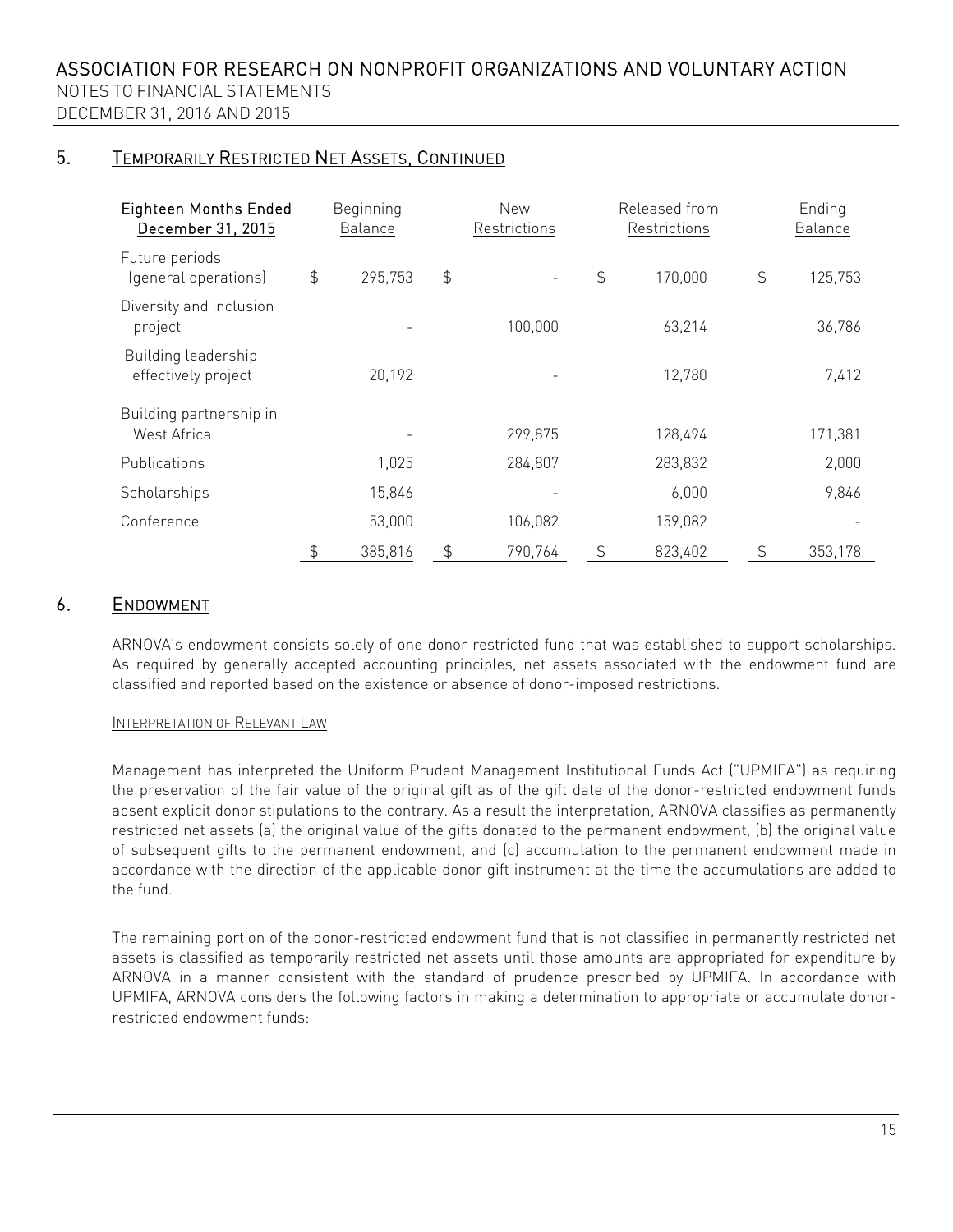## 5. Temporarily Restricted Net Assets, Continued

| Eighteen Months Ended December 31, 2015 | Beginning Balance | New Restrictions | Released from Restrictions | Ending Balance |
|---|---|---|---|---|
| Future periods (general operations) | $ 295,753 | $ - | $ 170,000 | $ 125,753 |
| Diversity and inclusion project | - | 100,000 | 63,214 | 36,786 |
| Building leadership effectively project | 20,192 | - | 12,780 | 7,412 |
| Building partnership in West Africa | - | 299,875 | 128,494 | 171,381 |
| Publications | 1,025 | 284,807 | 283,832 | 2,000 |
| Scholarships | 15,846 | - | 6,000 | 9,846 |
| Conference | 53,000 | 106,082 | 159,082 | - |
| | $ 385,816 | $ 790,764 | $ 823,402 | $ 353,178 |

## 6. Endowment

ARNOVA's endowment consists solely of one donor restricted fund that was established to support scholarships. As required by generally accepted accounting principles, net assets associated with the endowment fund are classified and reported based on the existence or absence of donor-imposed restrictions.

### Interpretation of Relevant Law

Management has interpreted the Uniform Prudent Management Institutional Funds Act ("UPMIFA") as requiring the preservation of the fair value of the original gift as of the gift date of the donor-restricted endowment funds absent explicit donor stipulations to the contrary. As a result the interpretation, ARNOVA classifies as permanently restricted net assets (a) the original value of the gifts donated to the permanent endowment, (b) the original value of subsequent gifts to the permanent endowment, and (c) accumulation to the permanent endowment made in accordance with the direction of the applicable donor gift instrument at the time the accumulations are added to the fund.

The remaining portion of the donor-restricted endowment fund that is not classified in permanently restricted net assets is classified as temporarily restricted net assets until those amounts are appropriated for expenditure by ARNOVA in a manner consistent with the standard of prudence prescribed by UPMIFA. In accordance with UPMIFA, ARNOVA considers the following factors in making a determination to appropriate or accumulate donor-restricted endowment funds: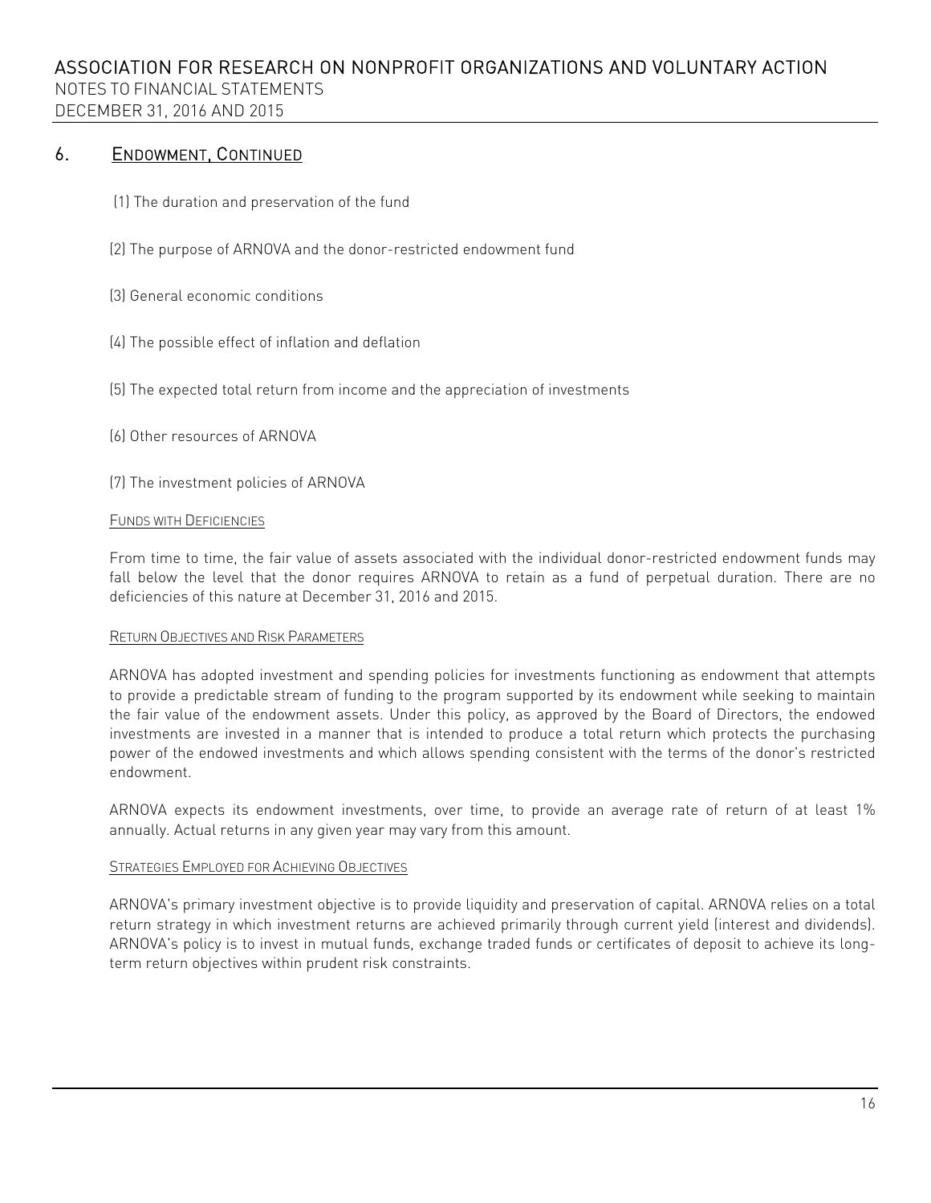## 6. Endowment, Continued

(1) The duration and preservation of the fund

(2) The purpose of ARNOVA and the donor-restricted endowment fund

(3) General economic conditions

(4) The possible effect of inflation and deflation

(5) The expected total return from income and the appreciation of investments

(6) Other resources of ARNOVA

(7) The investment policies of ARNOVA

### Funds with Deficiencies

From time to time, the fair value of assets associated with the individual donor-restricted endowment funds may fall below the level that the donor requires ARNOVA to retain as a fund of perpetual duration. There are no deficiencies of this nature at December 31, 2016 and 2015.

### Return Objectives and Risk Parameters

ARNOVA has adopted investment and spending policies for investments functioning as endowment that attempts to provide a predictable stream of funding to the program supported by its endowment while seeking to maintain the fair value of the endowment assets. Under this policy, as approved by the Board of Directors, the endowed investments are invested in a manner that is intended to produce a total return which protects the purchasing power of the endowed investments and which allows spending consistent with the terms of the donor's restricted endowment.

ARNOVA expects its endowment investments, over time, to provide an average rate of return of at least 1% annually. Actual returns in any given year may vary from this amount.

### Strategies Employed for Achieving Objectives

ARNOVA's primary investment objective is to provide liquidity and preservation of capital. ARNOVA relies on a total return strategy in which investment returns are achieved primarily through current yield (interest and dividends). ARNOVA's policy is to invest in mutual funds, exchange traded funds or certificates of deposit to achieve its long-term return objectives within prudent risk constraints.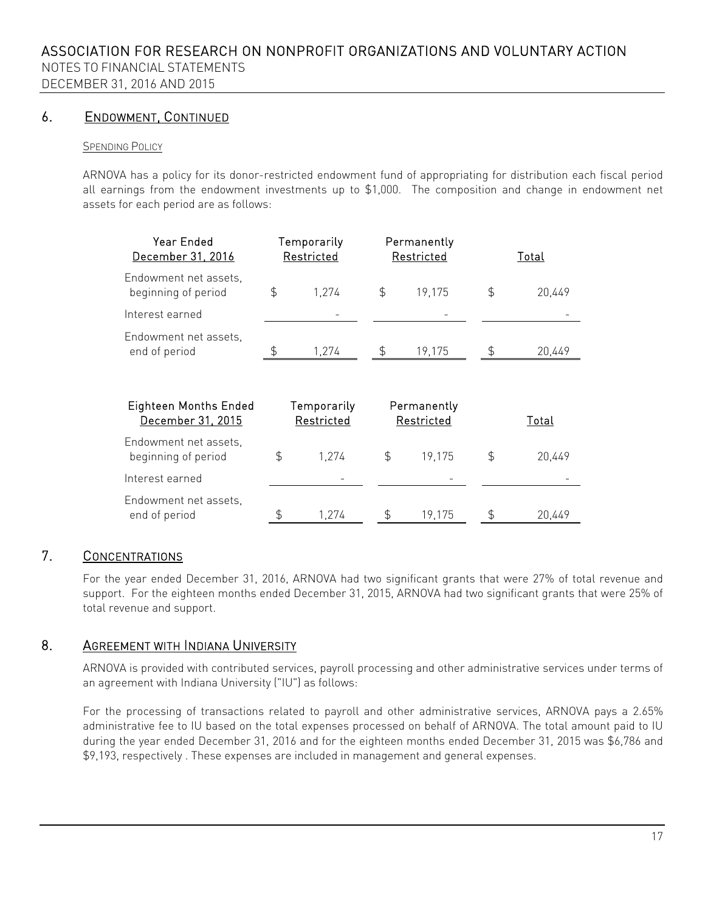## 6. Endowment, Continued

### Spending Policy

ARNOVA has a policy for its donor-restricted endowment fund of appropriating for distribution each fiscal period all earnings from the endowment investments up to $1,000. The composition and change in endowment net assets for each period are as follows:

| Year Ended December 31, 2016 | Temporarily Restricted | Permanently Restricted | Total |
|---|---|---|---|
| Endowment net assets, beginning of period | $ 1,274 | $ 19,175 | $ 20,449 |
| Interest earned | - | - | - |
| Endowment net assets, end of period | $ 1,274 | $ 19,175 | $ 20,449 |

| Eighteen Months Ended December 31, 2015 | Temporarily Restricted | Permanently Restricted | Total |
|---|---|---|---|
| Endowment net assets, beginning of period | $ 1,274 | $ 19,175 | $ 20,449 |
| Interest earned | - | - | - |
| Endowment net assets, end of period | $ 1,274 | $ 19,175 | $ 20,449 |

## 7. Concentrations

For the year ended December 31, 2016, ARNOVA had two significant grants that were 27% of total revenue and support. For the eighteen months ended December 31, 2015, ARNOVA had two significant grants that were 25% of total revenue and support.

## 8. Agreement with Indiana University

ARNOVA is provided with contributed services, payroll processing and other administrative services under terms of an agreement with Indiana University ("IU") as follows:

For the processing of transactions related to payroll and other administrative services, ARNOVA pays a 2.65% administrative fee to IU based on the total expenses processed on behalf of ARNOVA. The total amount paid to IU during the year ended December 31, 2016 and for the eighteen months ended December 31, 2015 was $6,786 and $9,193, respectively . These expenses are included in management and general expenses.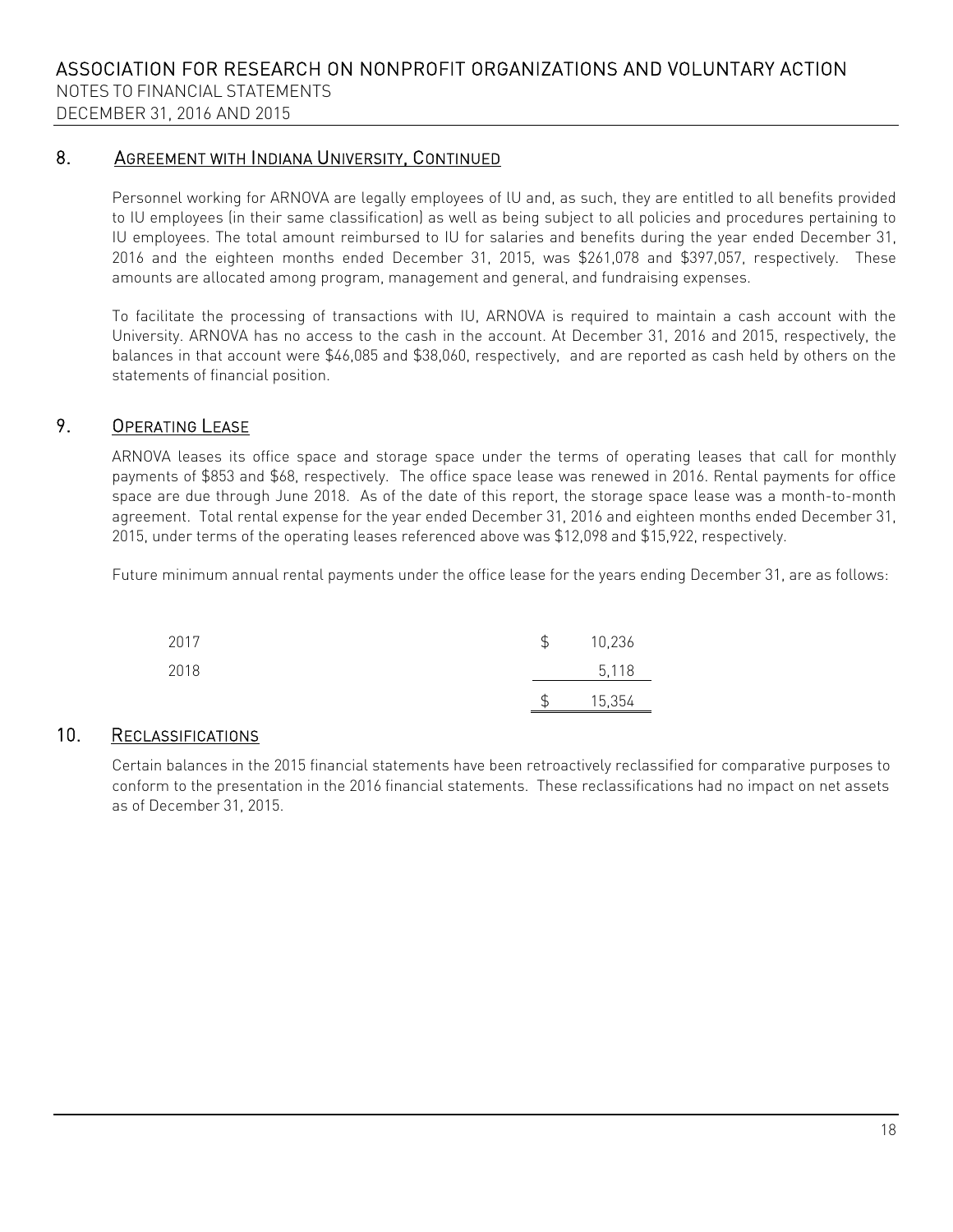## 8. Agreement with Indiana University, Continued

Personnel working for ARNOVA are legally employees of IU and, as such, they are entitled to all benefits provided to IU employees (in their same classification) as well as being subject to all policies and procedures pertaining to IU employees. The total amount reimbursed to IU for salaries and benefits during the year ended December 31, 2016 and the eighteen months ended December 31, 2015, was $261,078 and $397,057, respectively. These amounts are allocated among program, management and general, and fundraising expenses.

To facilitate the processing of transactions with IU, ARNOVA is required to maintain a cash account with the University. ARNOVA has no access to the cash in the account. At December 31, 2016 and 2015, respectively, the balances in that account were $46,085 and $38,060, respectively, and are reported as cash held by others on the statements of financial position.

## 9. Operating Lease

ARNOVA leases its office space and storage space under the terms of operating leases that call for monthly payments of $853 and $68, respectively. The office space lease was renewed in 2016. Rental payments for office space are due through June 2018. As of the date of this report, the storage space lease was a month-to-month agreement. Total rental expense for the year ended December 31, 2016 and eighteen months ended December 31, 2015, under terms of the operating leases referenced above was $12,098 and $15,922, respectively.

Future minimum annual rental payments under the office lease for the years ending December 31, are as follows:

| | |
|---|---|
| 2017 | $ 10,236 |
| 2018 | 5,118 |
| | $ 15,354 |

## 10. Reclassifications

Certain balances in the 2015 financial statements have been retroactively reclassified for comparative purposes to conform to the presentation in the 2016 financial statements. These reclassifications had no impact on net assets as of December 31, 2015.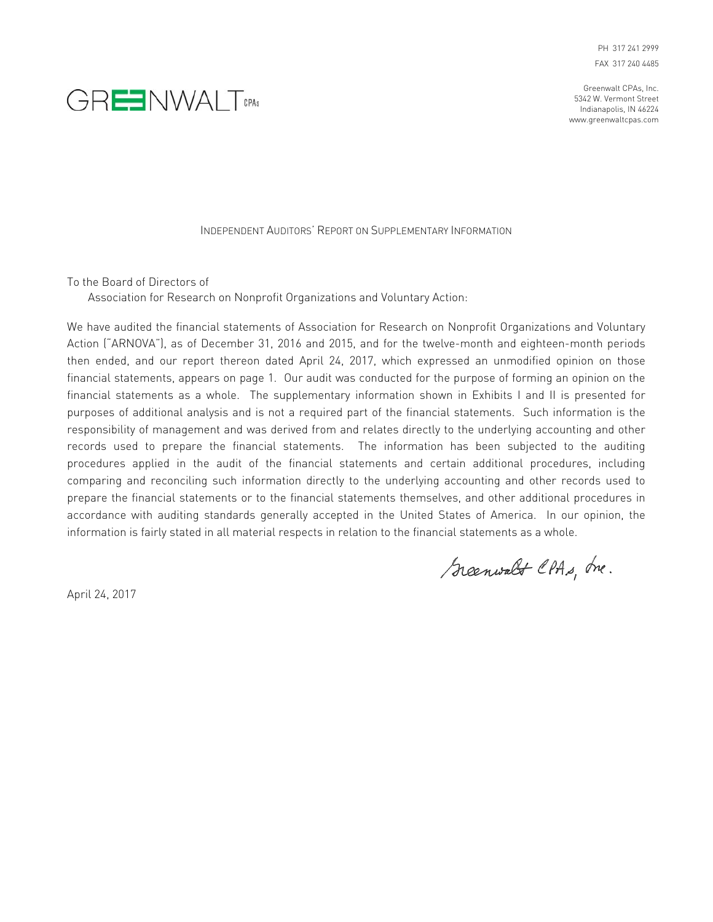PH 317 241 2999
FAX 317 240 4485

GREENWALT CPAs

Greenwalt CPAs, Inc.
5342 W. Vermont Street
Indianapolis, IN 46224
www.greenwaltcpas.com

## Independent Auditors' Report on Supplementary Information

To the Board of Directors of
Association for Research on Nonprofit Organizations and Voluntary Action:

We have audited the financial statements of Association for Research on Nonprofit Organizations and Voluntary Action ("ARNOVA"), as of December 31, 2016 and 2015, and for the twelve-month and eighteen-month periods then ended, and our report thereon dated April 24, 2017, which expressed an unmodified opinion on those financial statements, appears on page 1. Our audit was conducted for the purpose of forming an opinion on the financial statements as a whole. The supplementary information shown in Exhibits I and II is presented for purposes of additional analysis and is not a required part of the financial statements. Such information is the responsibility of management and was derived from and relates directly to the underlying accounting and other records used to prepare the financial statements. The information has been subjected to the auditing procedures applied in the audit of the financial statements and certain additional procedures, including comparing and reconciling such information directly to the underlying accounting and other records used to prepare the financial statements or to the financial statements themselves, and other additional procedures in accordance with auditing standards generally accepted in the United States of America. In our opinion, the information is fairly stated in all material respects in relation to the financial statements as a whole.

Greenwalt CPAs, Inc.

April 24, 2017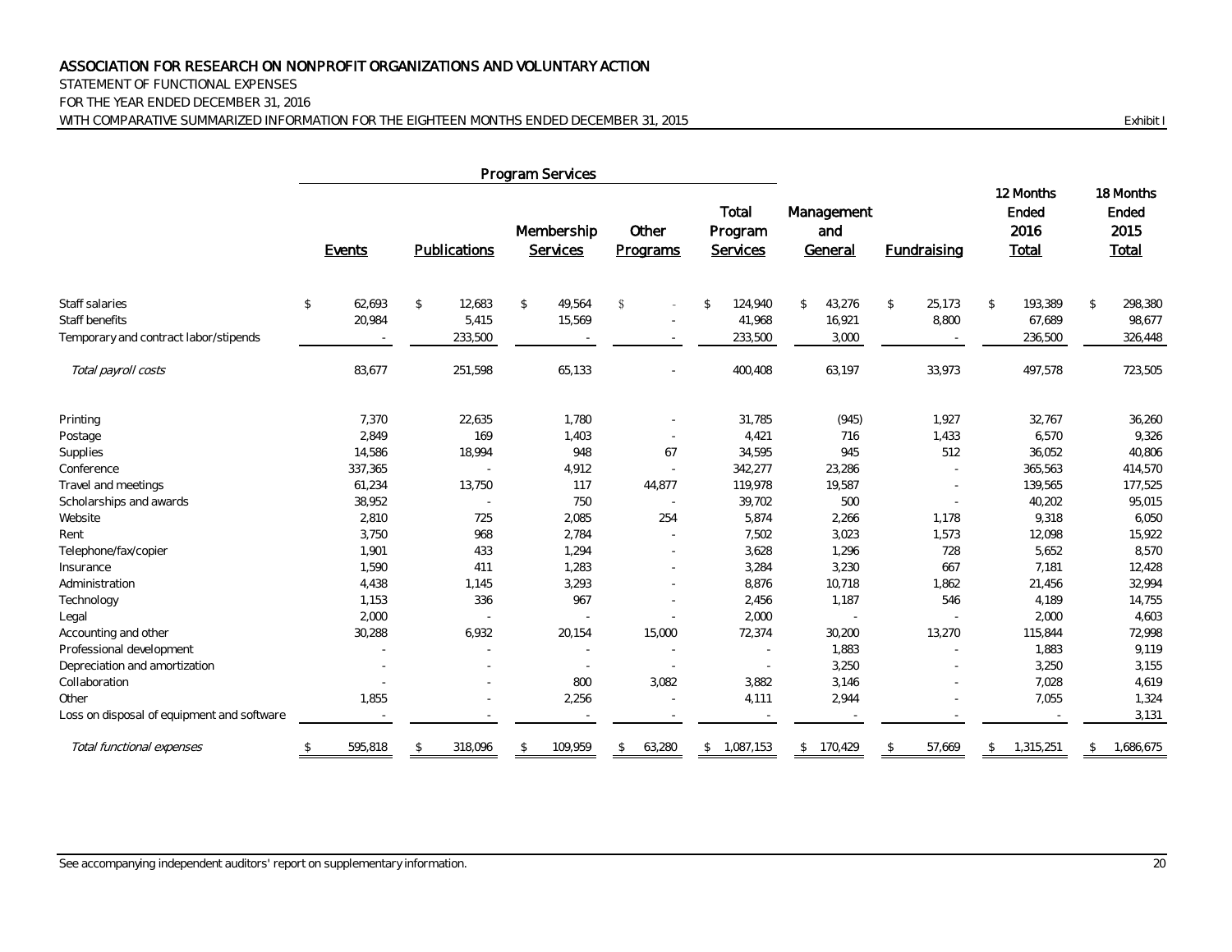# ASSOCIATION FOR RESEARCH ON NONPROFIT ORGANIZATIONS AND VOLUNTARY ACTION

STATEMENT OF FUNCTIONAL EXPENSES

FOR THE YEAR ENDED DECEMBER 31, 2016

WITH COMPARATIVE SUMMARIZED INFORMATION FOR THE EIGHTEEN MONTHS ENDED DECEMBER 31, 2015

Exhibit I

| | Program Services | | | | | | | 12 Months | 18 Months |
|---|---|---|---|---|---|---|---|---|---|
| | | | | | Total | Management | | Ended | Ended |
| | | | Membership | Other | Program | and | | 2016 | 2015 |
| | Events | Publications | Services | Programs | Services | General | Fundraising | Total | Total |
| Staff salaries | $ 62,693 | $ 12,683 | $ 49,564 | $ - | $ 124,940 | $ 43,276 | $ 25,173 | $ 193,389 | $ 298,380 |
| Staff benefits | 20,984 | 5,415 | 15,569 | - | 41,968 | 16,921 | 8,800 | 67,689 | 98,677 |
| Temporary and contract labor/stipends | - | 233,500 | - | - | 233,500 | 3,000 | - | 236,500 | 326,448 |
| *Total payroll costs* | 83,677 | 251,598 | 65,133 | - | 400,408 | 63,197 | 33,973 | 497,578 | 723,505 |
| Printing | 7,370 | 22,635 | 1,780 | - | 31,785 | (945) | 1,927 | 32,767 | 36,260 |
| Postage | 2,849 | 169 | 1,403 | - | 4,421 | 716 | 1,433 | 6,570 | 9,326 |
| Supplies | 14,586 | 18,994 | 948 | 67 | 34,595 | 945 | 512 | 36,052 | 40,806 |
| Conference | 337,365 | - | 4,912 | - | 342,277 | 23,286 | - | 365,563 | 414,570 |
| Travel and meetings | 61,234 | 13,750 | 117 | 44,877 | 119,978 | 19,587 | - | 139,565 | 177,525 |
| Scholarships and awards | 38,952 | - | 750 | - | 39,702 | 500 | - | 40,202 | 95,015 |
| Website | 2,810 | 725 | 2,085 | 254 | 5,874 | 2,266 | 1,178 | 9,318 | 6,050 |
| Rent | 3,750 | 968 | 2,784 | - | 7,502 | 3,023 | 1,573 | 12,098 | 15,922 |
| Telephone/fax/copier | 1,901 | 433 | 1,294 | - | 3,628 | 1,296 | 728 | 5,652 | 8,570 |
| Insurance | 1,590 | 411 | 1,283 | - | 3,284 | 3,230 | 667 | 7,181 | 12,428 |
| Administration | 4,438 | 1,145 | 3,293 | - | 8,876 | 10,718 | 1,862 | 21,456 | 32,994 |
| Technology | 1,153 | 336 | 967 | - | 2,456 | 1,187 | 546 | 4,189 | 14,755 |
| Legal | 2,000 | - | - | - | 2,000 | - | - | 2,000 | 4,603 |
| Accounting and other | 30,288 | 6,932 | 20,154 | 15,000 | 72,374 | 30,200 | 13,270 | 115,844 | 72,998 |
| Professional development | - | - | - | - | - | 1,883 | - | 1,883 | 9,119 |
| Depreciation and amortization | - | - | - | - | - | 3,250 | - | 3,250 | 3,155 |
| Collaboration | - | - | 800 | 3,082 | 3,882 | 3,146 | - | 7,028 | 4,619 |
| Other | 1,855 | - | 2,256 | - | 4,111 | 2,944 | - | 7,055 | 1,324 |
| Loss on disposal of equipment and software | - | - | - | - | - | - | - | - | 3,131 |
| *Total functional expenses* | $ 595,818 | $ 318,096 | $ 109,959 | $ 63,280 | $ 1,087,153 | $ 170,429 | $ 57,669 | $ 1,315,251 | $ 1,686,675 |

See accompanying independent auditors' report on supplementary information.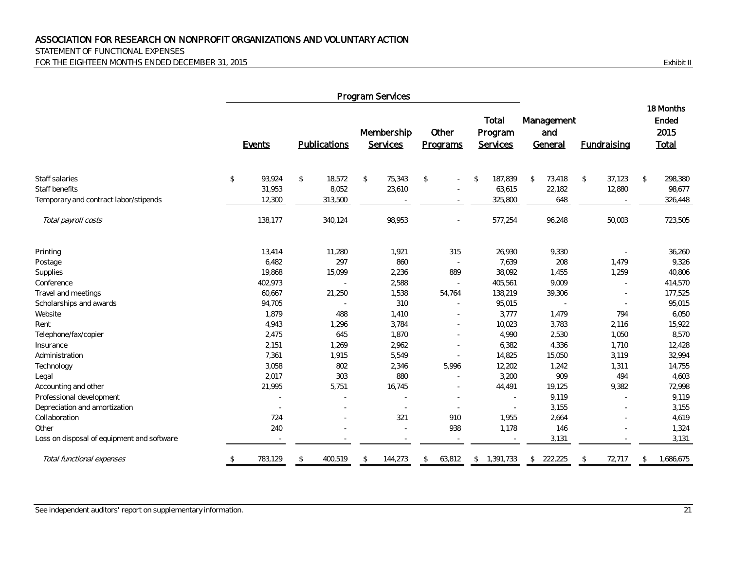# ASSOCIATION FOR RESEARCH ON NONPROFIT ORGANIZATIONS AND VOLUNTARY ACTION

STATEMENT OF FUNCTIONAL EXPENSES

FOR THE EIGHTEEN MONTHS ENDED DECEMBER 31, 2015

Exhibit II

| | Program Services | | | | | | | |
|---|---|---|---|---|---|---|---|---|
| | Events | Publications | Membership Services | Other Programs | Total Program Services | Management and General | Fundraising | 18 Months Ended 2015 Total |
| Staff salaries | $ 93,924 | $ 18,572 | $ 75,343 | $ - | $ 187,839 | $ 73,418 | $ 37,123 | $ 298,380 |
| Staff benefits | 31,953 | 8,052 | 23,610 | - | 63,615 | 22,182 | 12,880 | 98,677 |
| Temporary and contract labor/stipends | 12,300 | 313,500 | - | - | 325,800 | 648 | - | 326,448 |
| *Total payroll costs* | 138,177 | 340,124 | 98,953 | - | 577,254 | 96,248 | 50,003 | 723,505 |
| Printing | 13,414 | 11,280 | 1,921 | 315 | 26,930 | 9,330 | - | 36,260 |
| Postage | 6,482 | 297 | 860 | - | 7,639 | 208 | 1,479 | 9,326 |
| Supplies | 19,868 | 15,099 | 2,236 | 889 | 38,092 | 1,455 | 1,259 | 40,806 |
| Conference | 402,973 | - | 2,588 | - | 405,561 | 9,009 | - | 414,570 |
| Travel and meetings | 60,667 | 21,250 | 1,538 | 54,764 | 138,219 | 39,306 | - | 177,525 |
| Scholarships and awards | 94,705 | - | 310 | - | 95,015 | - | - | 95,015 |
| Website | 1,879 | 488 | 1,410 | - | 3,777 | 1,479 | 794 | 6,050 |
| Rent | 4,943 | 1,296 | 3,784 | - | 10,023 | 3,783 | 2,116 | 15,922 |
| Telephone/fax/copier | 2,475 | 645 | 1,870 | - | 4,990 | 2,530 | 1,050 | 8,570 |
| Insurance | 2,151 | 1,269 | 2,962 | - | 6,382 | 4,336 | 1,710 | 12,428 |
| Administration | 7,361 | 1,915 | 5,549 | - | 14,825 | 15,050 | 3,119 | 32,994 |
| Technology | 3,058 | 802 | 2,346 | 5,996 | 12,202 | 1,242 | 1,311 | 14,755 |
| Legal | 2,017 | 303 | 880 | - | 3,200 | 909 | 494 | 4,603 |
| Accounting and other | 21,995 | 5,751 | 16,745 | - | 44,491 | 19,125 | 9,382 | 72,998 |
| Professional development | - | - | - | - | - | 9,119 | - | 9,119 |
| Depreciation and amortization | - | - | - | - | - | 3,155 | - | 3,155 |
| Collaboration | 724 | - | 321 | 910 | 1,955 | 2,664 | - | 4,619 |
| Other | 240 | - | - | 938 | 1,178 | 146 | - | 1,324 |
| Loss on disposal of equipment and software | - | - | - | - | - | 3,131 | - | 3,131 |
| *Total functional expenses* | $ 783,129 | $ 400,519 | $ 144,273 | $ 63,812 | $ 1,391,733 | $ 222,225 | $ 72,717 | $ 1,686,675 |

See independent auditors' report on supplementary information.